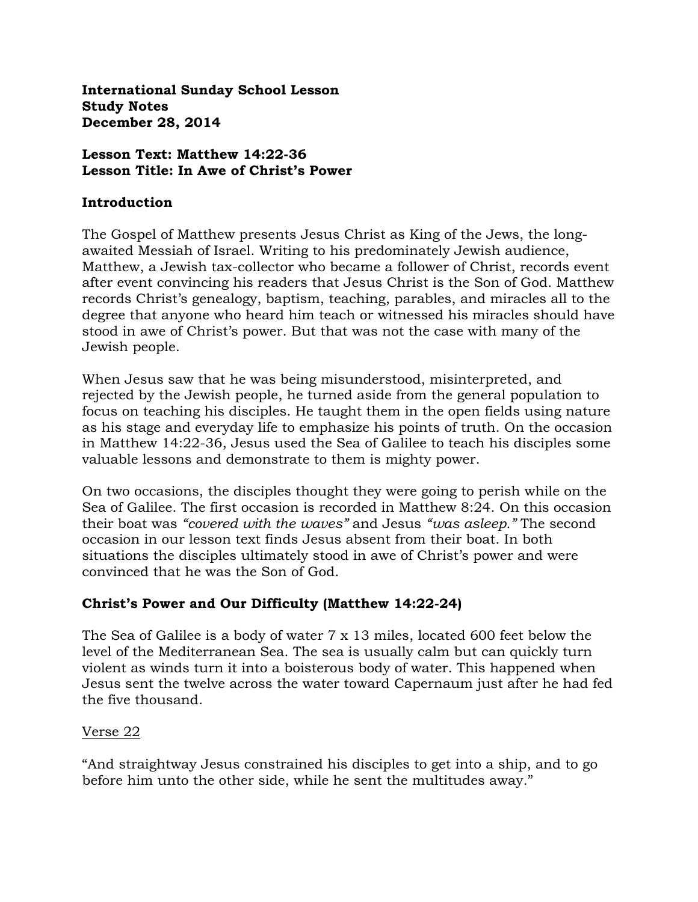**International Sunday School Lesson**
**Study Notes**
**December 28, 2014**

**Lesson Text: Matthew 14:22-36**
**Lesson Title: In Awe of Christ's Power**

## Introduction

The Gospel of Matthew presents Jesus Christ as King of the Jews, the long-awaited Messiah of Israel. Writing to his predominately Jewish audience, Matthew, a Jewish tax-collector who became a follower of Christ, records event after event convincing his readers that Jesus Christ is the Son of God. Matthew records Christ's genealogy, baptism, teaching, parables, and miracles all to the degree that anyone who heard him teach or witnessed his miracles should have stood in awe of Christ's power. But that was not the case with many of the Jewish people.

When Jesus saw that he was being misunderstood, misinterpreted, and rejected by the Jewish people, he turned aside from the general population to focus on teaching his disciples. He taught them in the open fields using nature as his stage and everyday life to emphasize his points of truth. On the occasion in Matthew 14:22-36, Jesus used the Sea of Galilee to teach his disciples some valuable lessons and demonstrate to them is mighty power.

On two occasions, the disciples thought they were going to perish while on the Sea of Galilee. The first occasion is recorded in Matthew 8:24. On this occasion their boat was *"covered with the waves"* and Jesus *"was asleep."* The second occasion in our lesson text finds Jesus absent from their boat. In both situations the disciples ultimately stood in awe of Christ's power and were convinced that he was the Son of God.

## Christ's Power and Our Difficulty (Matthew 14:22-24)

The Sea of Galilee is a body of water 7 x 13 miles, located 600 feet below the level of the Mediterranean Sea. The sea is usually calm but can quickly turn violent as winds turn it into a boisterous body of water. This happened when Jesus sent the twelve across the water toward Capernaum just after he had fed the five thousand.

Verse 22

"And straightway Jesus constrained his disciples to get into a ship, and to go before him unto the other side, while he sent the multitudes away."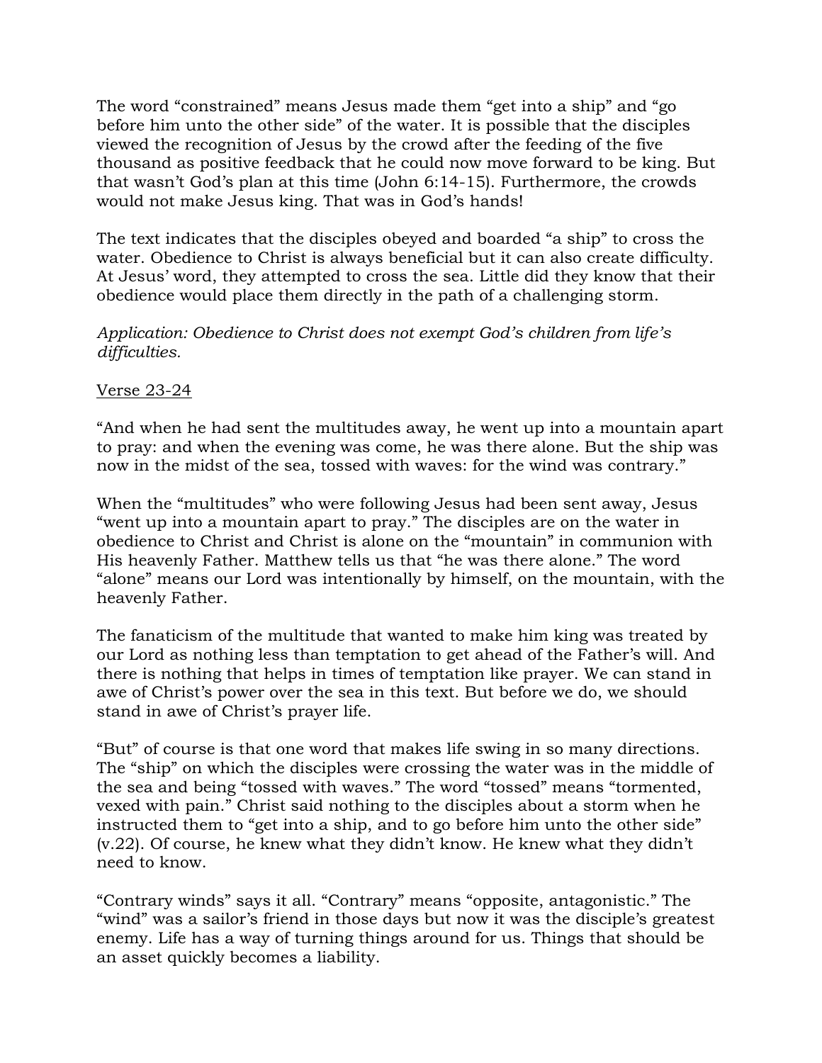The word "constrained" means Jesus made them "get into a ship" and "go before him unto the other side" of the water. It is possible that the disciples viewed the recognition of Jesus by the crowd after the feeding of the five thousand as positive feedback that he could now move forward to be king. But that wasn't God's plan at this time (John 6:14-15). Furthermore, the crowds would not make Jesus king. That was in God's hands!

The text indicates that the disciples obeyed and boarded "a ship" to cross the water. Obedience to Christ is always beneficial but it can also create difficulty. At Jesus' word, they attempted to cross the sea. Little did they know that their obedience would place them directly in the path of a challenging storm.

*Application: Obedience to Christ does not exempt God's children from life's difficulties.*

<u>Verse 23-24</u>

"And when he had sent the multitudes away, he went up into a mountain apart to pray: and when the evening was come, he was there alone. But the ship was now in the midst of the sea, tossed with waves: for the wind was contrary."

When the "multitudes" who were following Jesus had been sent away, Jesus "went up into a mountain apart to pray." The disciples are on the water in obedience to Christ and Christ is alone on the "mountain" in communion with His heavenly Father. Matthew tells us that "he was there alone." The word "alone" means our Lord was intentionally by himself, on the mountain, with the heavenly Father.

The fanaticism of the multitude that wanted to make him king was treated by our Lord as nothing less than temptation to get ahead of the Father's will. And there is nothing that helps in times of temptation like prayer. We can stand in awe of Christ's power over the sea in this text. But before we do, we should stand in awe of Christ's prayer life.

"But" of course is that one word that makes life swing in so many directions. The "ship" on which the disciples were crossing the water was in the middle of the sea and being "tossed with waves." The word "tossed" means "tormented, vexed with pain." Christ said nothing to the disciples about a storm when he instructed them to "get into a ship, and to go before him unto the other side" (v.22). Of course, he knew what they didn't know. He knew what they didn't need to know.

"Contrary winds" says it all. "Contrary" means "opposite, antagonistic." The "wind" was a sailor's friend in those days but now it was the disciple's greatest enemy. Life has a way of turning things around for us. Things that should be an asset quickly becomes a liability.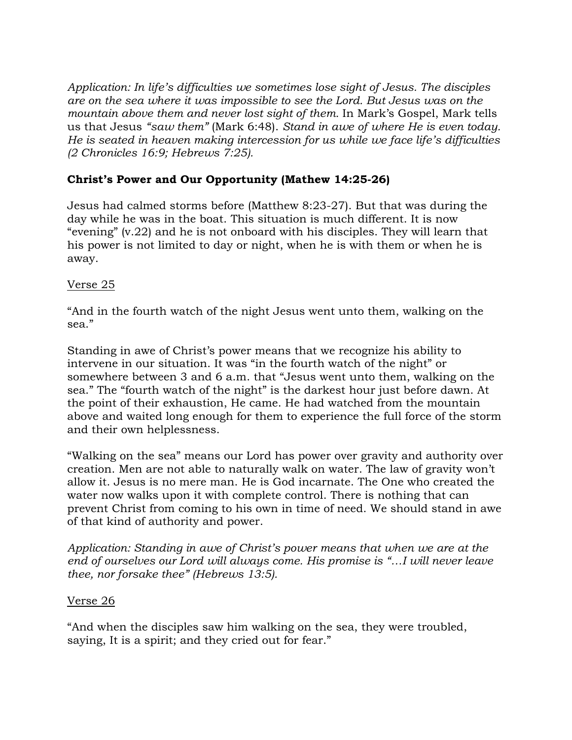*Application: In life's difficulties we sometimes lose sight of Jesus. The disciples are on the sea where it was impossible to see the Lord. But Jesus was on the mountain above them and never lost sight of them.* In Mark's Gospel, Mark tells us that Jesus *"saw them"* (Mark 6:48). *Stand in awe of where He is even today. He is seated in heaven making intercession for us while we face life's difficulties (2 Chronicles 16:9; Hebrews 7:25).*

**Christ's Power and Our Opportunity (Mathew 14:25-26)**

Jesus had calmed storms before (Matthew 8:23-27). But that was during the day while he was in the boat. This situation is much different. It is now "evening" (v.22) and he is not onboard with his disciples. They will learn that his power is not limited to day or night, when he is with them or when he is away.

<u>Verse 25</u>

"And in the fourth watch of the night Jesus went unto them, walking on the sea."

Standing in awe of Christ's power means that we recognize his ability to intervene in our situation. It was "in the fourth watch of the night" or somewhere between 3 and 6 a.m. that "Jesus went unto them, walking on the sea." The "fourth watch of the night" is the darkest hour just before dawn. At the point of their exhaustion, He came. He had watched from the mountain above and waited long enough for them to experience the full force of the storm and their own helplessness.

"Walking on the sea" means our Lord has power over gravity and authority over creation. Men are not able to naturally walk on water. The law of gravity won't allow it. Jesus is no mere man. He is God incarnate. The One who created the water now walks upon it with complete control. There is nothing that can prevent Christ from coming to his own in time of need. We should stand in awe of that kind of authority and power.

*Application: Standing in awe of Christ's power means that when we are at the end of ourselves our Lord will always come. His promise is "…I will never leave thee, nor forsake thee" (Hebrews 13:5).*

<u>Verse 26</u>

"And when the disciples saw him walking on the sea, they were troubled, saying, It is a spirit; and they cried out for fear."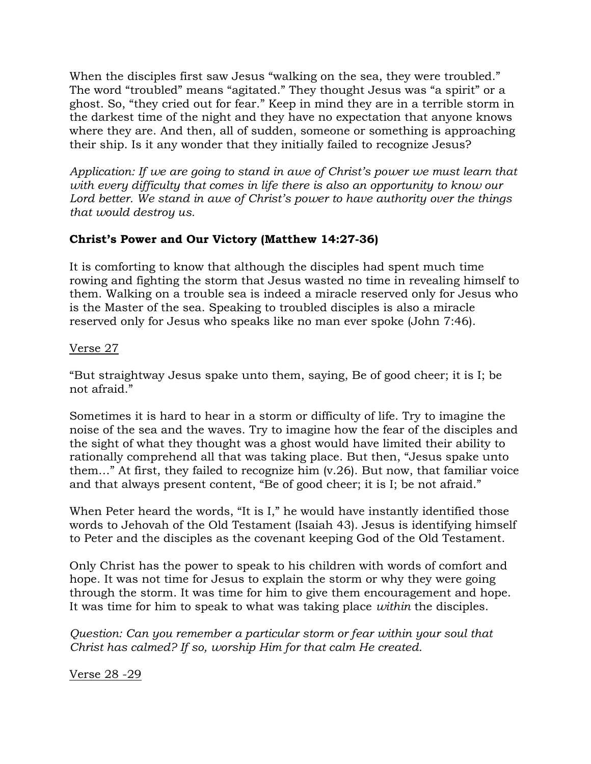When the disciples first saw Jesus "walking on the sea, they were troubled." The word "troubled" means "agitated." They thought Jesus was "a spirit" or a ghost. So, "they cried out for fear." Keep in mind they are in a terrible storm in the darkest time of the night and they have no expectation that anyone knows where they are. And then, all of sudden, someone or something is approaching their ship. Is it any wonder that they initially failed to recognize Jesus?

*Application: If we are going to stand in awe of Christ's power we must learn that with every difficulty that comes in life there is also an opportunity to know our Lord better. We stand in awe of Christ's power to have authority over the things that would destroy us.*

**Christ's Power and Our Victory (Matthew 14:27-36)**

It is comforting to know that although the disciples had spent much time rowing and fighting the storm that Jesus wasted no time in revealing himself to them. Walking on a trouble sea is indeed a miracle reserved only for Jesus who is the Master of the sea. Speaking to troubled disciples is also a miracle reserved only for Jesus who speaks like no man ever spoke (John 7:46).

<u>Verse 27</u>

"But straightway Jesus spake unto them, saying, Be of good cheer; it is I; be not afraid."

Sometimes it is hard to hear in a storm or difficulty of life. Try to imagine the noise of the sea and the waves. Try to imagine how the fear of the disciples and the sight of what they thought was a ghost would have limited their ability to rationally comprehend all that was taking place. But then, "Jesus spake unto them…" At first, they failed to recognize him (v.26). But now, that familiar voice and that always present content, "Be of good cheer; it is I; be not afraid."

When Peter heard the words, "It is I," he would have instantly identified those words to Jehovah of the Old Testament (Isaiah 43). Jesus is identifying himself to Peter and the disciples as the covenant keeping God of the Old Testament.

Only Christ has the power to speak to his children with words of comfort and hope. It was not time for Jesus to explain the storm or why they were going through the storm. It was time for him to give them encouragement and hope. It was time for him to speak to what was taking place *within* the disciples.

*Question: Can you remember a particular storm or fear within your soul that Christ has calmed? If so, worship Him for that calm He created.*

<u>Verse 28 -29</u>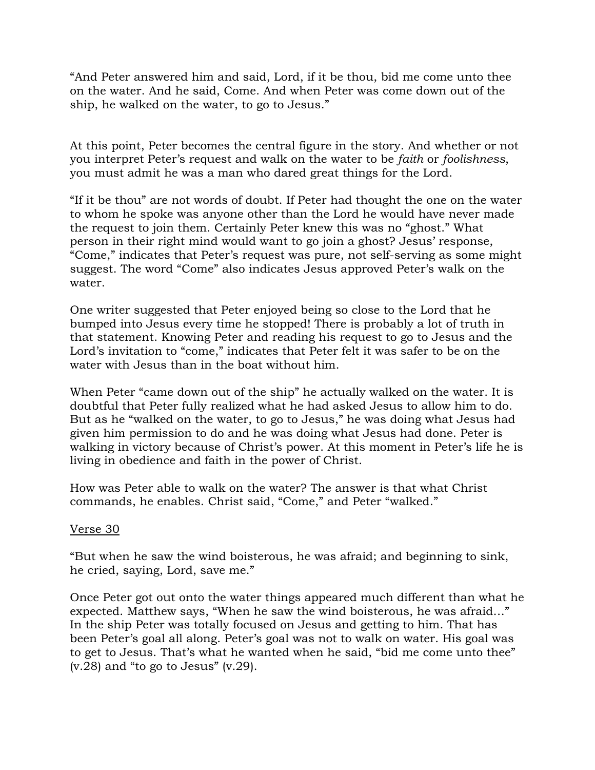"And Peter answered him and said, Lord, if it be thou, bid me come unto thee on the water. And he said, Come. And when Peter was come down out of the ship, he walked on the water, to go to Jesus."

At this point, Peter becomes the central figure in the story. And whether or not you interpret Peter's request and walk on the water to be *faith* or *foolishness*, you must admit he was a man who dared great things for the Lord.

"If it be thou" are not words of doubt. If Peter had thought the one on the water to whom he spoke was anyone other than the Lord he would have never made the request to join them. Certainly Peter knew this was no "ghost." What person in their right mind would want to go join a ghost? Jesus' response, "Come," indicates that Peter's request was pure, not self-serving as some might suggest. The word "Come" also indicates Jesus approved Peter's walk on the water.

One writer suggested that Peter enjoyed being so close to the Lord that he bumped into Jesus every time he stopped! There is probably a lot of truth in that statement. Knowing Peter and reading his request to go to Jesus and the Lord's invitation to "come," indicates that Peter felt it was safer to be on the water with Jesus than in the boat without him.

When Peter "came down out of the ship" he actually walked on the water. It is doubtful that Peter fully realized what he had asked Jesus to allow him to do. But as he "walked on the water, to go to Jesus," he was doing what Jesus had given him permission to do and he was doing what Jesus had done. Peter is walking in victory because of Christ's power. At this moment in Peter's life he is living in obedience and faith in the power of Christ.

How was Peter able to walk on the water? The answer is that what Christ commands, he enables. Christ said, "Come," and Peter "walked."

Verse 30

"But when he saw the wind boisterous, he was afraid; and beginning to sink, he cried, saying, Lord, save me."

Once Peter got out onto the water things appeared much different than what he expected. Matthew says, "When he saw the wind boisterous, he was afraid…" In the ship Peter was totally focused on Jesus and getting to him. That has been Peter's goal all along. Peter's goal was not to walk on water. His goal was to get to Jesus. That's what he wanted when he said, "bid me come unto thee" (v.28) and "to go to Jesus" (v.29).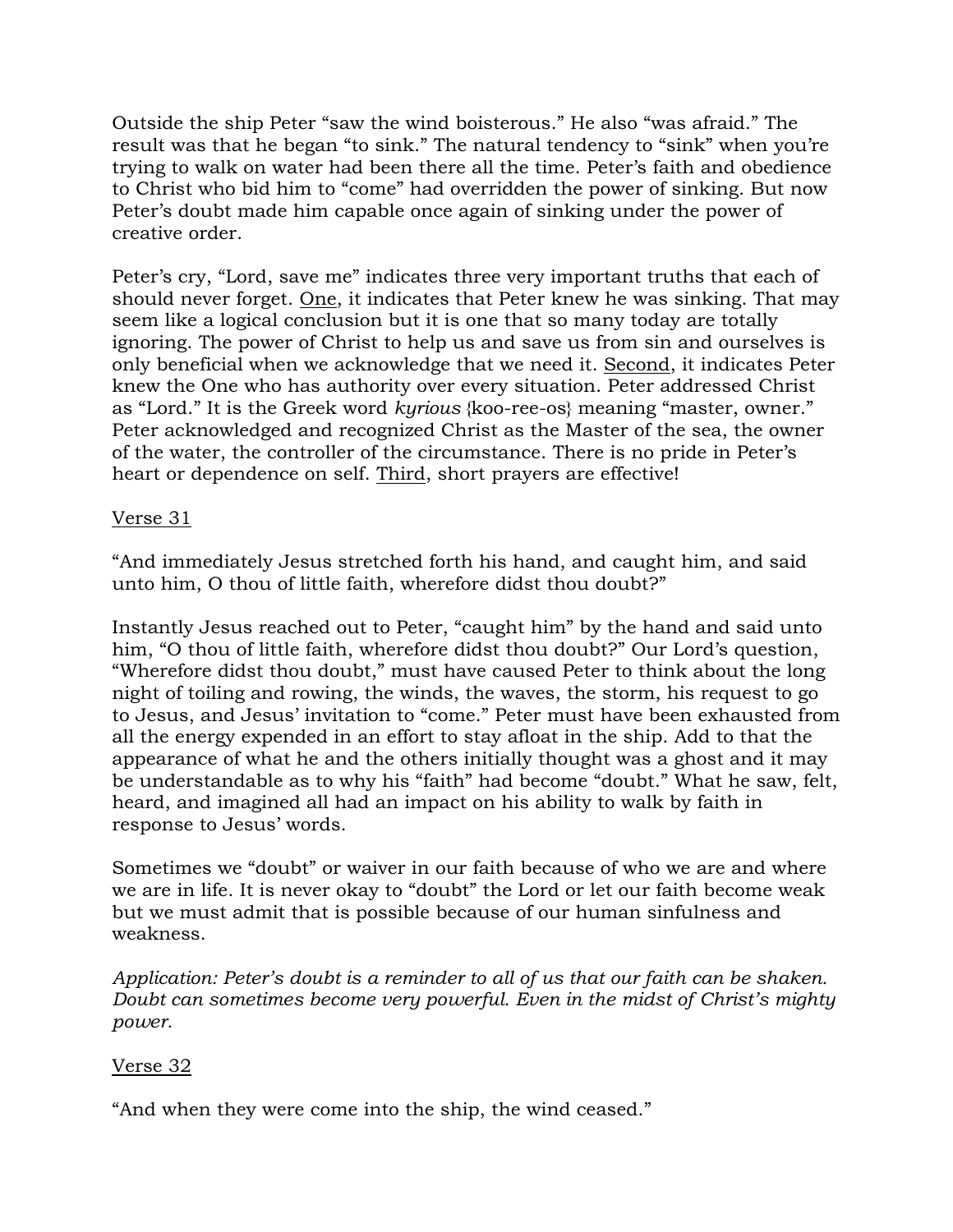Outside the ship Peter “saw the wind boisterous.” He also “was afraid.” The result was that he began “to sink.” The natural tendency to “sink” when you’re trying to walk on water had been there all the time. Peter’s faith and obedience to Christ who bid him to “come” had overridden the power of sinking. But now Peter’s doubt made him capable once again of sinking under the power of creative order.

Peter’s cry, “Lord, save me” indicates three very important truths that each of should never forget. <u>One</u>, it indicates that Peter knew he was sinking. That may seem like a logical conclusion but it is one that so many today are totally ignoring. The power of Christ to help us and save us from sin and ourselves is only beneficial when we acknowledge that we need it. <u>Second</u>, it indicates Peter knew the One who has authority over every situation. Peter addressed Christ as “Lord.” It is the Greek word *kyrious* {koo-ree-os} meaning “master, owner.” Peter acknowledged and recognized Christ as the Master of the sea, the owner of the water, the controller of the circumstance. There is no pride in Peter’s heart or dependence on self. <u>Third</u>, short prayers are effective!

<u>Verse 31</u>

“And immediately Jesus stretched forth his hand, and caught him, and said unto him, O thou of little faith, wherefore didst thou doubt?”

Instantly Jesus reached out to Peter, “caught him” by the hand and said unto him, “O thou of little faith, wherefore didst thou doubt?” Our Lord’s question, “Wherefore didst thou doubt,” must have caused Peter to think about the long night of toiling and rowing, the winds, the waves, the storm, his request to go to Jesus, and Jesus’ invitation to “come.” Peter must have been exhausted from all the energy expended in an effort to stay afloat in the ship. Add to that the appearance of what he and the others initially thought was a ghost and it may be understandable as to why his “faith” had become “doubt.” What he saw, felt, heard, and imagined all had an impact on his ability to walk by faith in response to Jesus’ words.

Sometimes we “doubt” or waiver in our faith because of who we are and where we are in life. It is never okay to “doubt” the Lord or let our faith become weak but we must admit that is possible because of our human sinfulness and weakness.

*Application: Peter’s doubt is a reminder to all of us that our faith can be shaken. Doubt can sometimes become very powerful. Even in the midst of Christ’s mighty power.*

<u>Verse 32</u>

“And when they were come into the ship, the wind ceased.”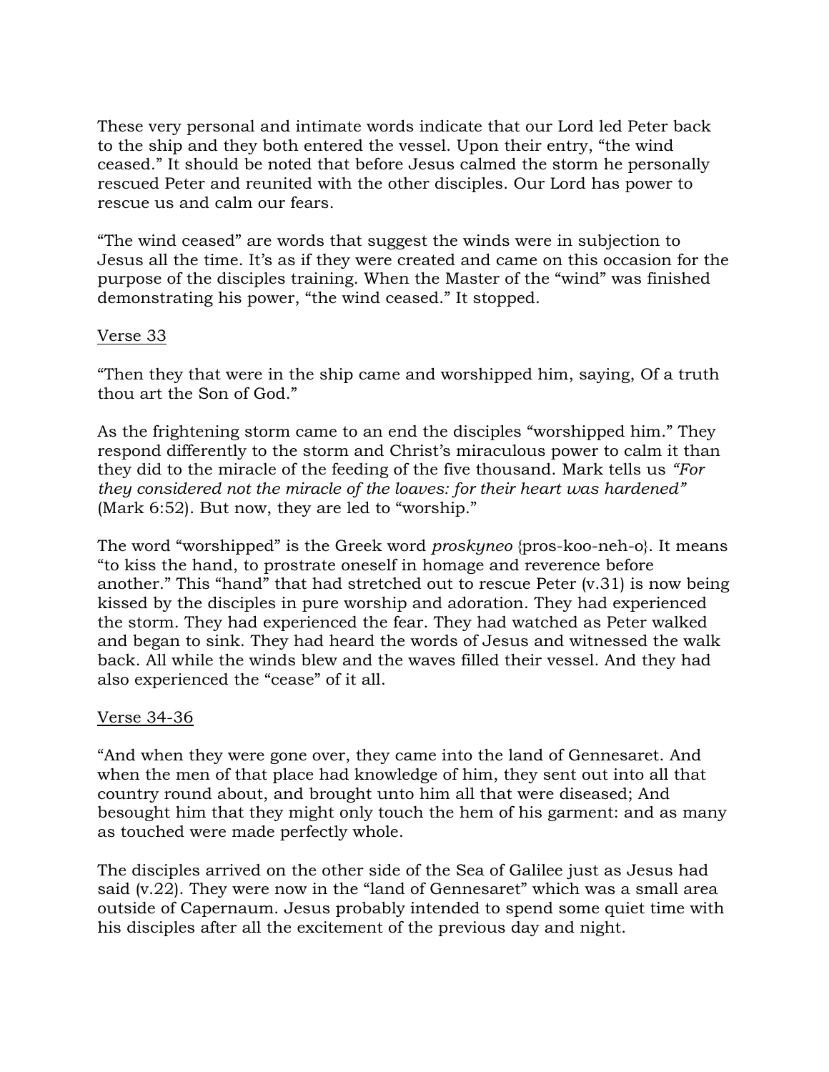These very personal and intimate words indicate that our Lord led Peter back to the ship and they both entered the vessel. Upon their entry, "the wind ceased." It should be noted that before Jesus calmed the storm he personally rescued Peter and reunited with the other disciples. Our Lord has power to rescue us and calm our fears.

"The wind ceased" are words that suggest the winds were in subjection to Jesus all the time. It's as if they were created and came on this occasion for the purpose of the disciples training. When the Master of the "wind" was finished demonstrating his power, "the wind ceased." It stopped.

<u>Verse 33</u>

"Then they that were in the ship came and worshipped him, saying, Of a truth thou art the Son of God."

As the frightening storm came to an end the disciples "worshipped him." They respond differently to the storm and Christ's miraculous power to calm it than they did to the miracle of the feeding of the five thousand. Mark tells us *"For they considered not the miracle of the loaves: for their heart was hardened"* (Mark 6:52). But now, they are led to "worship."

The word "worshipped" is the Greek word *proskyneo* {pros-koo-neh-o}. It means "to kiss the hand, to prostrate oneself in homage and reverence before another." This "hand" that had stretched out to rescue Peter (v.31) is now being kissed by the disciples in pure worship and adoration. They had experienced the storm. They had experienced the fear. They had watched as Peter walked and began to sink. They had heard the words of Jesus and witnessed the walk back. All while the winds blew and the waves filled their vessel. And they had also experienced the "cease" of it all.

<u>Verse 34-36</u>

"And when they were gone over, they came into the land of Gennesaret. And when the men of that place had knowledge of him, they sent out into all that country round about, and brought unto him all that were diseased; And besought him that they might only touch the hem of his garment: and as many as touched were made perfectly whole.

The disciples arrived on the other side of the Sea of Galilee just as Jesus had said (v.22). They were now in the "land of Gennesaret" which was a small area outside of Capernaum. Jesus probably intended to spend some quiet time with his disciples after all the excitement of the previous day and night.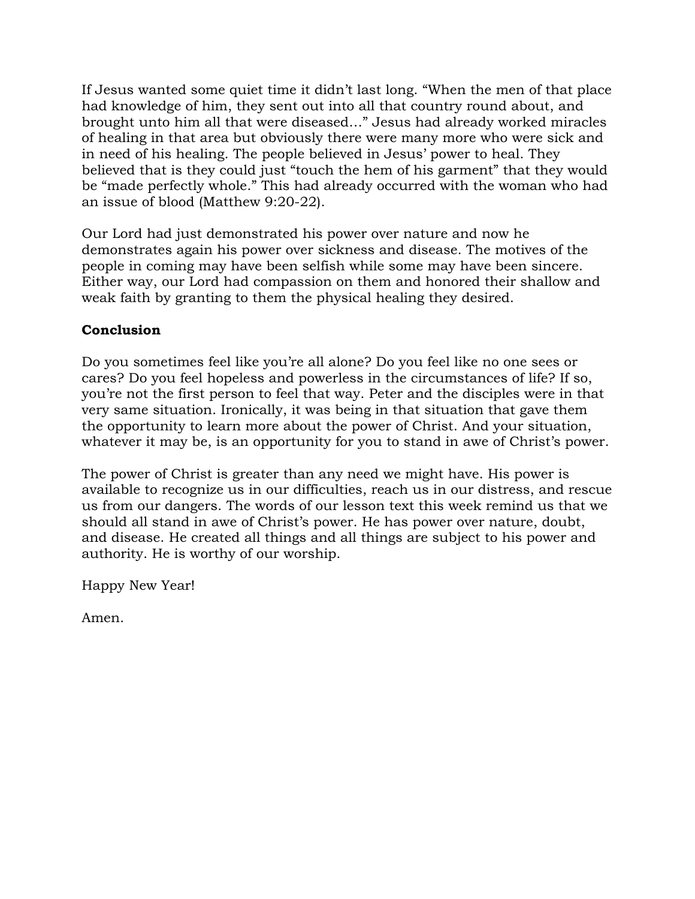If Jesus wanted some quiet time it didn't last long. "When the men of that place had knowledge of him, they sent out into all that country round about, and brought unto him all that were diseased…" Jesus had already worked miracles of healing in that area but obviously there were many more who were sick and in need of his healing. The people believed in Jesus' power to heal. They believed that is they could just "touch the hem of his garment" that they would be "made perfectly whole." This had already occurred with the woman who had an issue of blood (Matthew 9:20-22).

Our Lord had just demonstrated his power over nature and now he demonstrates again his power over sickness and disease. The motives of the people in coming may have been selfish while some may have been sincere. Either way, our Lord had compassion on them and honored their shallow and weak faith by granting to them the physical healing they desired.

**Conclusion**

Do you sometimes feel like you're all alone? Do you feel like no one sees or cares? Do you feel hopeless and powerless in the circumstances of life? If so, you're not the first person to feel that way. Peter and the disciples were in that very same situation. Ironically, it was being in that situation that gave them the opportunity to learn more about the power of Christ. And your situation, whatever it may be, is an opportunity for you to stand in awe of Christ's power.

The power of Christ is greater than any need we might have. His power is available to recognize us in our difficulties, reach us in our distress, and rescue us from our dangers. The words of our lesson text this week remind us that we should all stand in awe of Christ's power. He has power over nature, doubt, and disease. He created all things and all things are subject to his power and authority. He is worthy of our worship.

Happy New Year!

Amen.